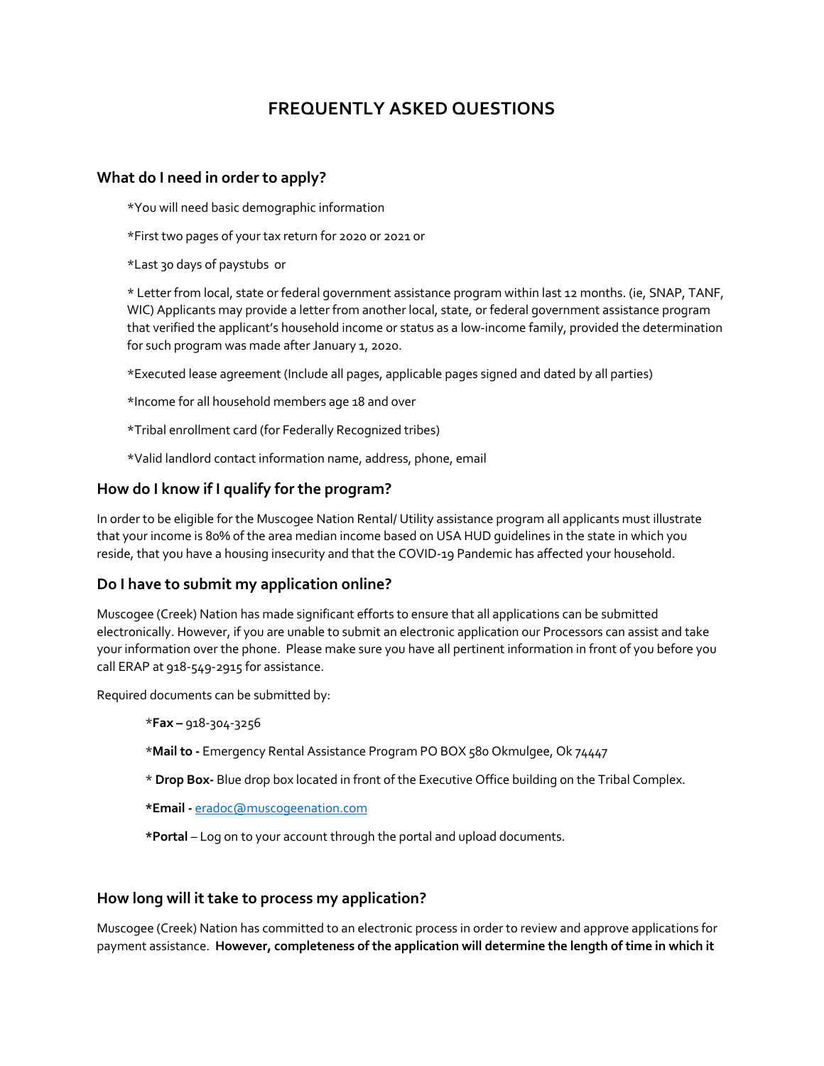# FREQUENTLY ASKED QUESTIONS

## What do I need in order to apply?

*You will need basic demographic information

*First two pages of your tax return for 2020 or 2021 or

*Last 30 days of paystubs or

* Letter from local, state or federal government assistance program within last 12 months. (ie, SNAP, TANF, WIC) Applicants may provide a letter from another local, state, or federal government assistance program that verified the applicant's household income or status as a low-income family, provided the determination for such program was made after January 1, 2020.

*Executed lease agreement (Include all pages, applicable pages signed and dated by all parties)

*Income for all household members age 18 and over

*Tribal enrollment card (for Federally Recognized tribes)

*Valid landlord contact information name, address, phone, email

## How do I know if I qualify for the program?

In order to be eligible for the Muscogee Nation Rental/ Utility assistance program all applicants must illustrate that your income is 80% of the area median income based on USA HUD guidelines in the state in which you reside, that you have a housing insecurity and that the COVID-19 Pandemic has affected your household.

## Do I have to submit my application online?

Muscogee (Creek) Nation has made significant efforts to ensure that all applications can be submitted electronically. However, if you are unable to submit an electronic application our Processors can assist and take your information over the phone. Please make sure you have all pertinent information in front of you before you call ERAP at 918-549-2915 for assistance.

Required documents can be submitted by:

*__Fax –__ 918-304-3256

*__Mail to -__ Emergency Rental Assistance Program PO BOX 580 Okmulgee, Ok 74447

* __Drop Box-__ Blue drop box located in front of the Executive Office building on the Tribal Complex.

__*Email -__ eradoc@muscogeenation.com

__*Portal__ – Log on to your account through the portal and upload documents.

## How long will it take to process my application?

Muscogee (Creek) Nation has committed to an electronic process in order to review and approve applications for payment assistance. **However, completeness of the application will determine the length of time in which it**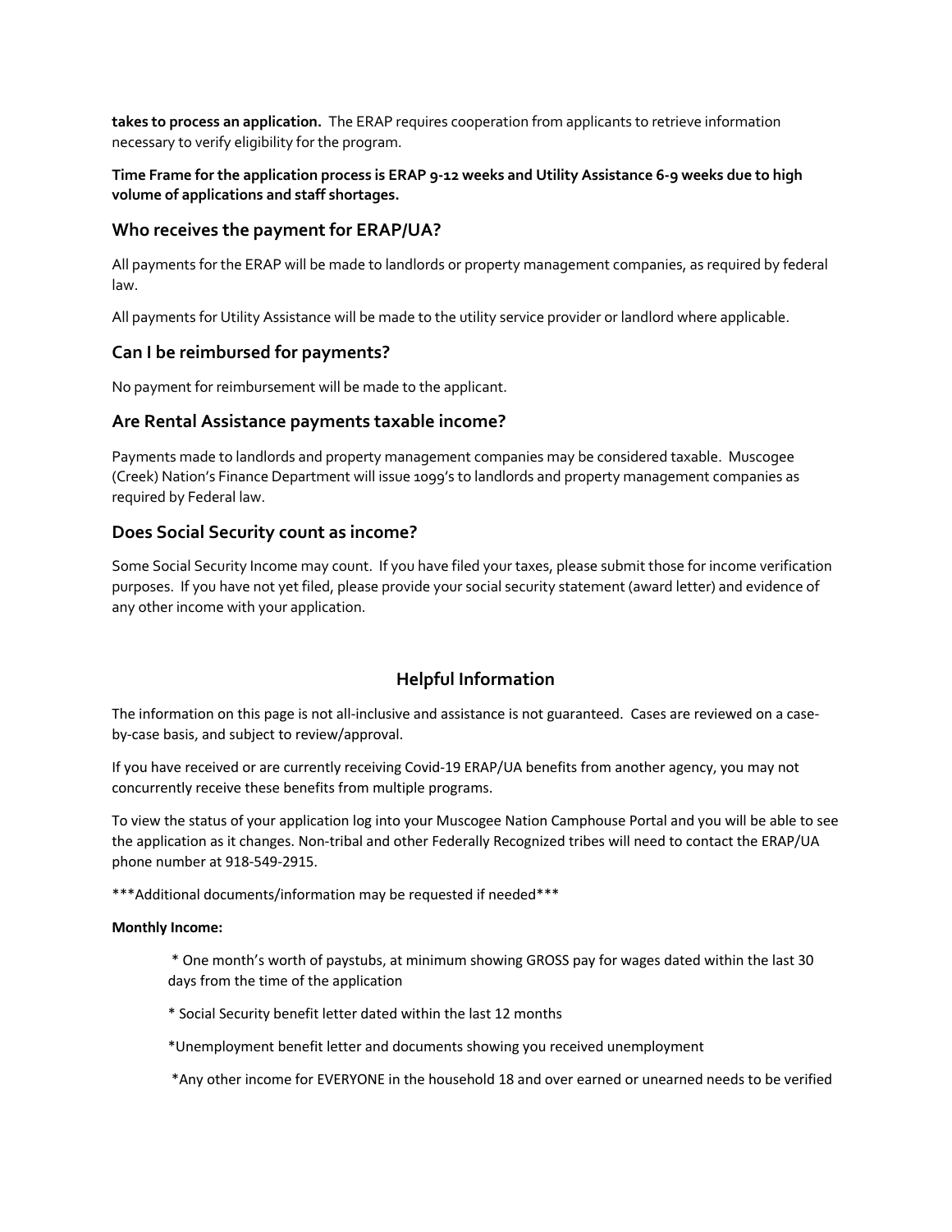**takes to process an application.** The ERAP requires cooperation from applicants to retrieve information necessary to verify eligibility for the program.

**Time Frame for the application process is ERAP 9-12 weeks and Utility Assistance 6-9 weeks due to high volume of applications and staff shortages.**

## Who receives the payment for ERAP/UA?

All payments for the ERAP will be made to landlords or property management companies, as required by federal law.

All payments for Utility Assistance will be made to the utility service provider or landlord where applicable.

## Can I be reimbursed for payments?

No payment for reimbursement will be made to the applicant.

## Are Rental Assistance payments taxable income?

Payments made to landlords and property management companies may be considered taxable. Muscogee (Creek) Nation's Finance Department will issue 1099's to landlords and property management companies as required by Federal law.

## Does Social Security count as income?

Some Social Security Income may count. If you have filed your taxes, please submit those for income verification purposes. If you have not yet filed, please provide your social security statement (award letter) and evidence of any other income with your application.

## Helpful Information

The information on this page is not all-inclusive and assistance is not guaranteed. Cases are reviewed on a case-by-case basis, and subject to review/approval.

If you have received or are currently receiving Covid-19 ERAP/UA benefits from another agency, you may not concurrently receive these benefits from multiple programs.

To view the status of your application log into your Muscogee Nation Camphouse Portal and you will be able to see the application as it changes. Non-tribal and other Federally Recognized tribes will need to contact the ERAP/UA phone number at 918-549-2915.

***Additional documents/information may be requested if needed***

**Monthly Income:**

* One month's worth of paystubs, at minimum showing GROSS pay for wages dated within the last 30 days from the time of the application
* Social Security benefit letter dated within the last 12 months
* Unemployment benefit letter and documents showing you received unemployment
* Any other income for EVERYONE in the household 18 and over earned or unearned needs to be verified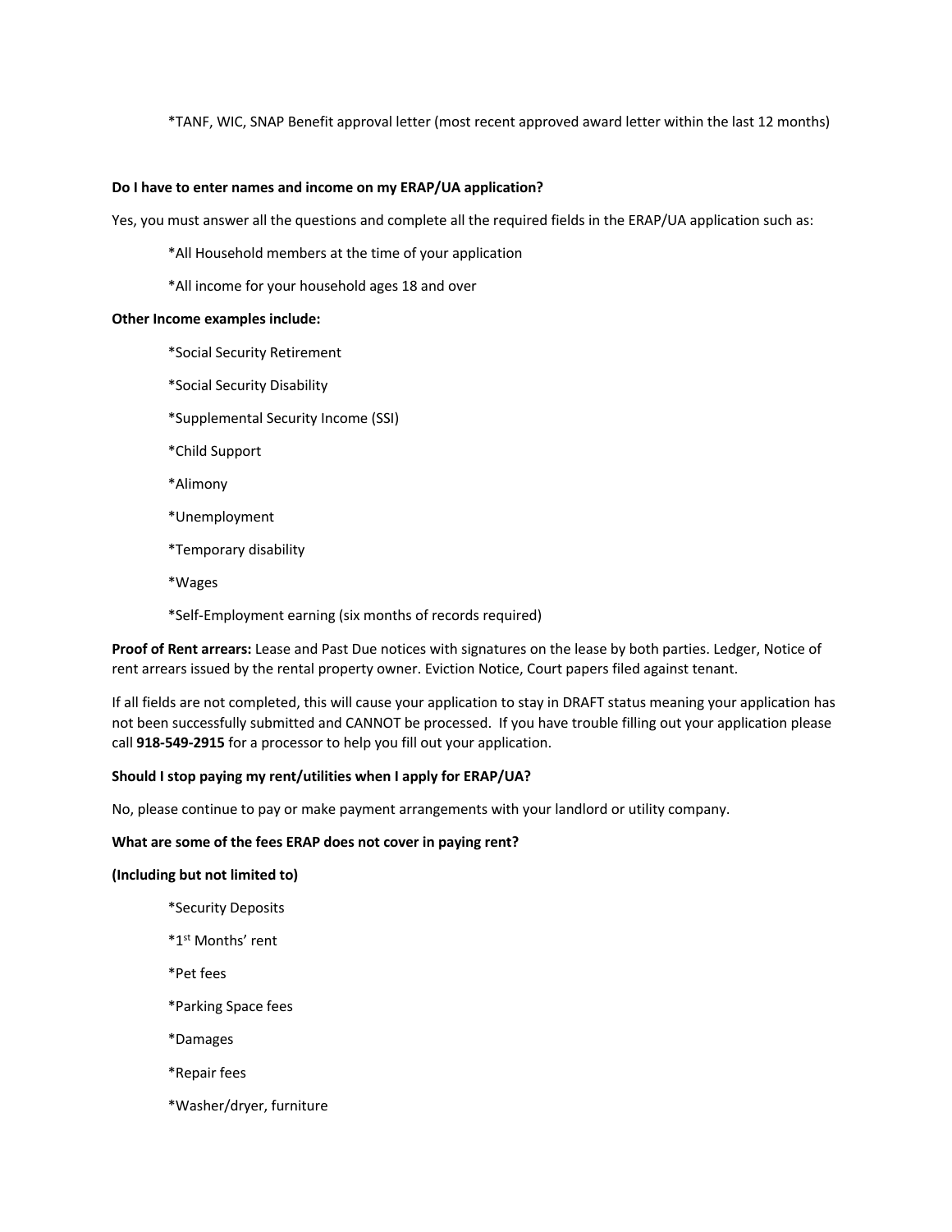*TANF, WIC, SNAP Benefit approval letter (most recent approved award letter within the last 12 months)

**Do I have to enter names and income on my ERAP/UA application?**

Yes, you must answer all the questions and complete all the required fields in the ERAP/UA application such as:

*All Household members at the time of your application

*All income for your household ages 18 and over

**Other Income examples include:**

*Social Security Retirement

*Social Security Disability

*Supplemental Security Income (SSI)

*Child Support

*Alimony

*Unemployment

*Temporary disability

*Wages

*Self-Employment earning (six months of records required)

**Proof of Rent arrears:** Lease and Past Due notices with signatures on the lease by both parties. Ledger, Notice of rent arrears issued by the rental property owner. Eviction Notice, Court papers filed against tenant.

If all fields are not completed, this will cause your application to stay in DRAFT status meaning your application has not been successfully submitted and CANNOT be processed. If you have trouble filling out your application please call **918-549-2915** for a processor to help you fill out your application.

**Should I stop paying my rent/utilities when I apply for ERAP/UA?**

No, please continue to pay or make payment arrangements with your landlord or utility company.

**What are some of the fees ERAP does not cover in paying rent?**

**(Including but not limited to)**

*Security Deposits

*1st Months' rent

*Pet fees

*Parking Space fees

*Damages

*Repair fees

*Washer/dryer, furniture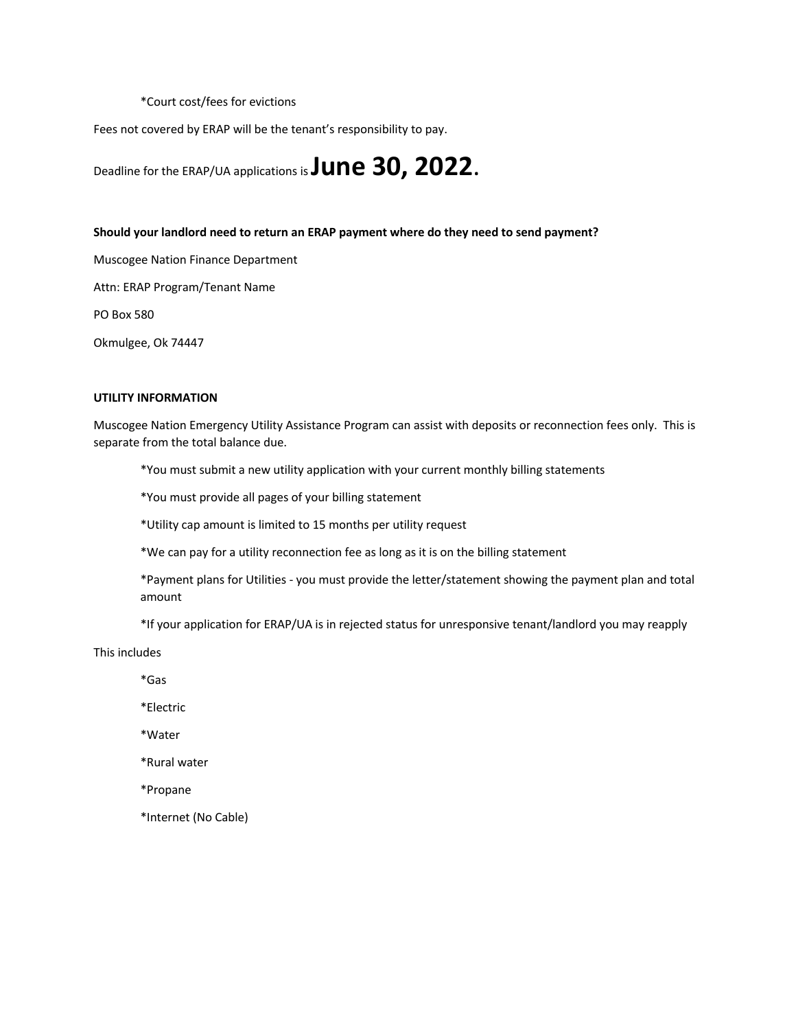*Court cost/fees for evictions

Fees not covered by ERAP will be the tenant's responsibility to pay.

Deadline for the ERAP/UA applications is **June 30, 2022**.

**Should your landlord need to return an ERAP payment where do they need to send payment?**

Muscogee Nation Finance Department

Attn: ERAP Program/Tenant Name

PO Box 580

Okmulgee, Ok 74447

**UTILITY INFORMATION**

Muscogee Nation Emergency Utility Assistance Program can assist with deposits or reconnection fees only. This is separate from the total balance due.

*You must submit a new utility application with your current monthly billing statements

*You must provide all pages of your billing statement

*Utility cap amount is limited to 15 months per utility request

*We can pay for a utility reconnection fee as long as it is on the billing statement

*Payment plans for Utilities - you must provide the letter/statement showing the payment plan and total amount

*If your application for ERAP/UA is in rejected status for unresponsive tenant/landlord you may reapply

This includes

*Gas

*Electric

*Water

*Rural water

*Propane

*Internet (No Cable)